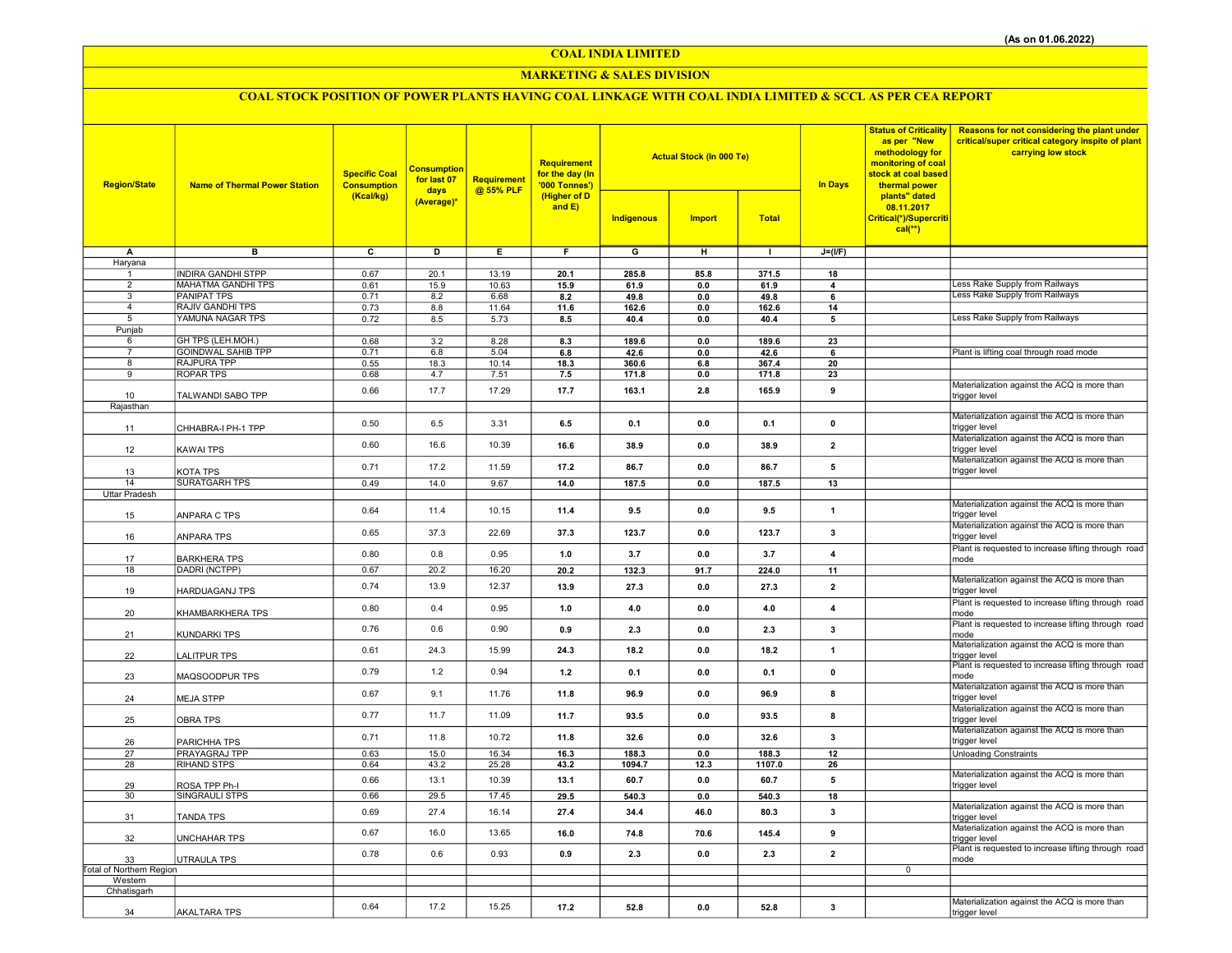(As on 01.06.2022)

# COAL INDIA LIMITED

## MARKETING & SALES DIVISION

### COAL STOCK POSITION OF POWER PLANTS HAVING COAL LINKAGE WITH COAL INDIA LIMITED & SCCL AS PER CEA REPORT

| Region/State | Name of Thermal Power Station | Specific Coal Consumption (Kcal/kg) | Consumption for last 07 days (Average)* | Requirement @ 55% PLF | Requirement for the day (In '000 Tonnes') (Higher of D and E) | Actual Stock (In 000 Te) | | | In Days | Status of Criticality as per "New methodology for monitoring of coal stock at coal based thermal power plants" dated 08.11.2017 Critical(*)/Supercritical(**) | Reasons for not considering the plant under critical/super critical category inspite of plant carrying low stock |
|---|---|---|---|---|---|---|---|---|---|---|---|
| | | | | | | Indigenous | Import | Total | | | |
| A | B | C | D | E | F | G | H | I | J=(I/F) | | |
| Haryana | | | | | | | | | | | |
| 1 | INDIRA GANDHI STPP | 0.67 | 20.1 | 13.19 | 20.1 | 285.8 | 85.8 | 371.5 | 18 | | |
| 2 | MAHATMA GANDHI TPS | 0.61 | 15.9 | 10.63 | 15.9 | 61.9 | 0.0 | 61.9 | 4 | | Less Rake Supply from Railways |
| 3 | PANIPAT TPS | 0.71 | 8.2 | 6.68 | 8.2 | 49.8 | 0.0 | 49.8 | 6 | | Less Rake Supply from Railways |
| 4 | RAJIV GANDHI TPS | 0.73 | 8.8 | 11.64 | 11.6 | 162.6 | 0.0 | 162.6 | 14 | | |
| 5 | YAMUNA NAGAR TPS | 0.72 | 8.5 | 5.73 | 8.5 | 40.4 | 0.0 | 40.4 | 5 | | Less Rake Supply from Railways |
| Punjab | | | | | | | | | | | |
| 6 | GH TPS (LEH.MOH.) | 0.68 | 3.2 | 8.28 | 8.3 | 189.6 | 0.0 | 189.6 | 23 | | |
| 7 | GOINDWAL SAHIB TPP | 0.71 | 6.8 | 5.04 | 6.8 | 42.6 | 0.0 | 42.6 | 6 | | Plant is lifting coal through road mode |
| 8 | RAJPURA TPP | 0.55 | 18.3 | 10.14 | 18.3 | 360.6 | 6.8 | 367.4 | 20 | | |
| 9 | ROPAR TPS | 0.68 | 4.7 | 7.51 | 7.5 | 171.8 | 0.0 | 171.8 | 23 | | |
| 10 | TALWANDI SABO TPP | 0.66 | 17.7 | 17.29 | 17.7 | 163.1 | 2.8 | 165.9 | 9 | | Materialization against the ACQ is more than trigger level |
| Rajasthan | | | | | | | | | | | |
| 11 | CHHABRA-I PH-1 TPP | 0.50 | 6.5 | 3.31 | 6.5 | 0.1 | 0.0 | 0.1 | 0 | | Materialization against the ACQ is more than trigger level |
| 12 | KAWAI TPS | 0.60 | 16.6 | 10.39 | 16.6 | 38.9 | 0.0 | 38.9 | 2 | | Materialization against the ACQ is more than trigger level |
| 13 | KOTA TPS | 0.71 | 17.2 | 11.59 | 17.2 | 86.7 | 0.0 | 86.7 | 5 | | Materialization against the ACQ is more than trigger level |
| 14 | SURATGARH TPS | 0.49 | 14.0 | 9.67 | 14.0 | 187.5 | 0.0 | 187.5 | 13 | | |
| Uttar Pradesh | | | | | | | | | | | |
| 15 | ANPARA C TPS | 0.64 | 11.4 | 10.15 | 11.4 | 9.5 | 0.0 | 9.5 | 1 | | Materialization against the ACQ is more than trigger level |
| 16 | ANPARA TPS | 0.65 | 37.3 | 22.69 | 37.3 | 123.7 | 0.0 | 123.7 | 3 | | Materialization against the ACQ is more than trigger level |
| 17 | BARKHERA TPS | 0.80 | 0.8 | 0.95 | 1.0 | 3.7 | 0.0 | 3.7 | 4 | | Plant is requested to increase lifting through road mode |
| 18 | DADRI (NCTPP) | 0.67 | 20.2 | 16.20 | 20.2 | 132.3 | 91.7 | 224.0 | 11 | | |
| 19 | HARDUAGANJ TPS | 0.74 | 13.9 | 12.37 | 13.9 | 27.3 | 0.0 | 27.3 | 2 | | Materialization against the ACQ is more than trigger level |
| 20 | KHAMBARKHERA TPS | 0.80 | 0.4 | 0.95 | 1.0 | 4.0 | 0.0 | 4.0 | 4 | | Plant is requested to increase lifting through road mode |
| 21 | KUNDARKI TPS | 0.76 | 0.6 | 0.90 | 0.9 | 2.3 | 0.0 | 2.3 | 3 | | Plant is requested to increase lifting through road mode |
| 22 | LALITPUR TPS | 0.61 | 24.3 | 15.99 | 24.3 | 18.2 | 0.0 | 18.2 | 1 | | Materialization against the ACQ is more than trigger level |
| 23 | MAQSOODPUR TPS | 0.79 | 1.2 | 0.94 | 1.2 | 0.1 | 0.0 | 0.1 | 0 | | Plant is requested to increase lifting through road mode |
| 24 | MEJA STPP | 0.67 | 9.1 | 11.76 | 11.8 | 96.9 | 0.0 | 96.9 | 8 | | Materialization against the ACQ is more than trigger level |
| 25 | OBRA TPS | 0.77 | 11.7 | 11.09 | 11.7 | 93.5 | 0.0 | 93.5 | 8 | | Materialization against the ACQ is more than trigger level |
| 26 | PARICHHA TPS | 0.71 | 11.8 | 10.72 | 11.8 | 32.6 | 0.0 | 32.6 | 3 | | Materialization against the ACQ is more than trigger level |
| 27 | PRAYAGRAJ TPP | 0.63 | 15.0 | 16.34 | 16.3 | 188.3 | 0.0 | 188.3 | 12 | | Unloading Constraints |
| 28 | RIHAND STPS | 0.64 | 43.2 | 25.28 | 43.2 | 1094.7 | 12.3 | 1107.0 | 26 | | |
| 29 | ROSA TPP Ph-I | 0.66 | 13.1 | 10.39 | 13.1 | 60.7 | 0.0 | 60.7 | 5 | | Materialization against the ACQ is more than trigger level |
| 30 | SINGRAULI STPS | 0.66 | 29.5 | 17.45 | 29.5 | 540.3 | 0.0 | 540.3 | 18 | | |
| 31 | TANDA TPS | 0.69 | 27.4 | 16.14 | 27.4 | 34.4 | 46.0 | 80.3 | 3 | | Materialization against the ACQ is more than trigger level |
| 32 | UNCHAHAR TPS | 0.67 | 16.0 | 13.65 | 16.0 | 74.8 | 70.6 | 145.4 | 9 | | Materialization against the ACQ is more than trigger level |
| 33 | UTRAULA TPS | 0.78 | 0.6 | 0.93 | 0.9 | 2.3 | 0.0 | 2.3 | 2 | | Plant is requested to increase lifting through road mode |
| Total of Northern Region | | | | | | | | | | 0 | |
| Western | | | | | | | | | | | |
| Chhatisgarh | | | | | | | | | | | |
| 34 | AKALTARA TPS | 0.64 | 17.2 | 15.25 | 17.2 | 52.8 | 0.0 | 52.8 | 3 | | Materialization against the ACQ is more than trigger level |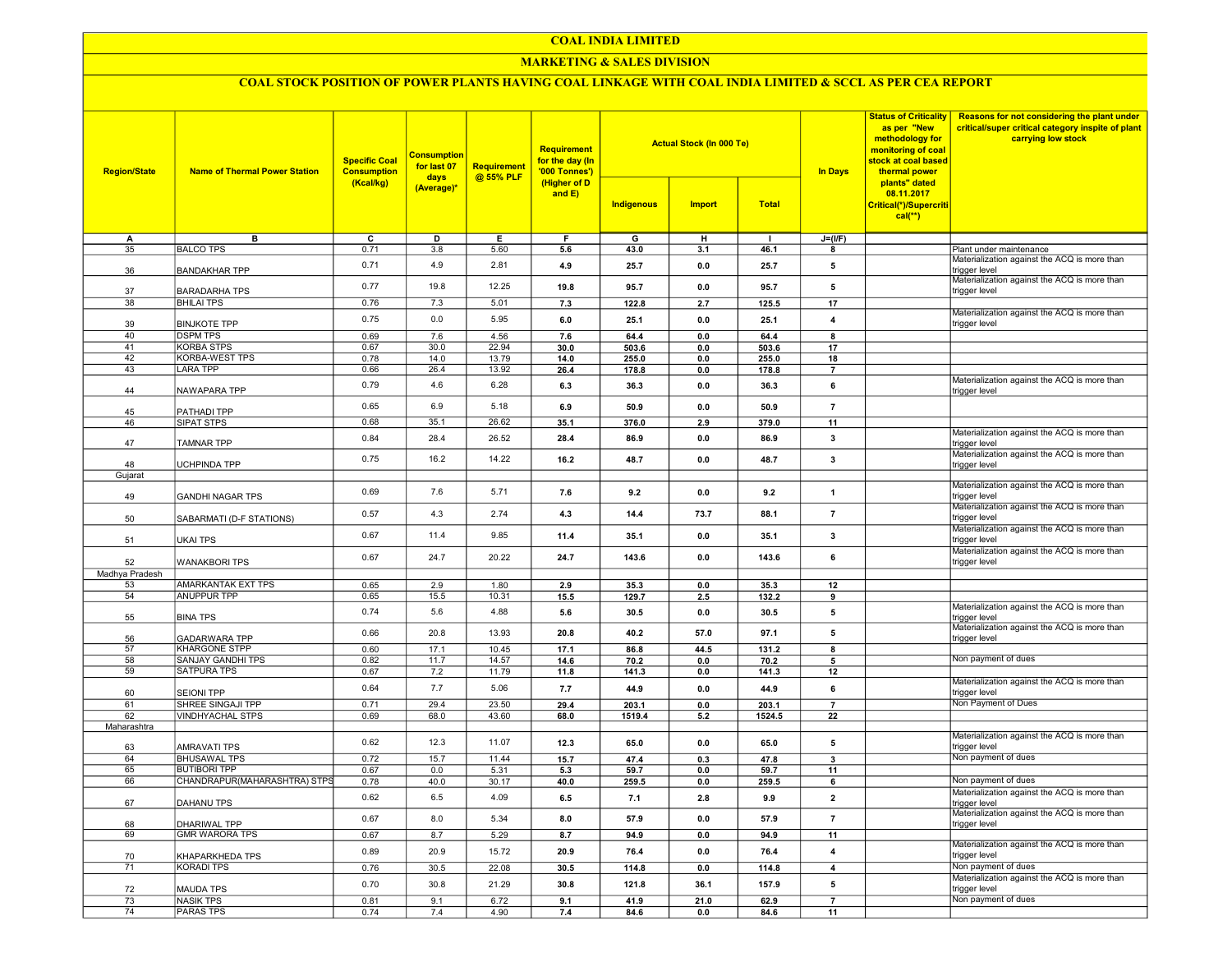# COAL INDIA LIMITED

## MARKETING & SALES DIVISION

### COAL STOCK POSITION OF POWER PLANTS HAVING COAL LINKAGE WITH COAL INDIA LIMITED & SCCL AS PER CEA REPORT

| Region/State | Name of Thermal Power Station | Specific Coal Consumption (Kcal/kg) | Consumption for last 07 days (Average)* | Requirement @ 55% PLF | Requirement for the day (In '000 Tonnes') (Higher of D and E) | Actual Stock (In 000 Te) | | | In Days | Status of Criticality as per "New methodology for monitoring of coal stock at coal based thermal power plants" dated 08.11.2017 Critical(*)/Supercritical(**) | Reasons for not considering the plant under critical/super critical category inspite of plant carrying low stock |
|---|---|---|---|---|---|---|---|---|---|---|---|
| | | | | | | Indigenous | Import | Total | | | |
| A | B | C | D | E | F | G | H | I | J=(I/F) | | |
| 35 | BALCO TPS | 0.71 | 3.8 | 5.60 | 5.6 | 43.0 | 3.1 | 46.1 | 8 | | Plant under maintenance |
| 36 | BANDAKHAR TPP | 0.71 | 4.9 | 2.81 | 4.9 | 25.7 | 0.0 | 25.7 | 5 | | Materialization against the ACQ is more than trigger level |
| 37 | BARADARHA TPS | 0.77 | 19.8 | 12.25 | 19.8 | 95.7 | 0.0 | 95.7 | 5 | | Materialization against the ACQ is more than trigger level |
| 38 | BHILAI TPS | 0.76 | 7.3 | 5.01 | 7.3 | 122.8 | 2.7 | 125.5 | 17 | | |
| 39 | BINJKOTE TPP | 0.75 | 0.0 | 5.95 | 6.0 | 25.1 | 0.0 | 25.1 | 4 | | Materialization against the ACQ is more than trigger level |
| 40 | DSPM TPS | 0.69 | 7.6 | 4.56 | 7.6 | 64.4 | 0.0 | 64.4 | 8 | | |
| 41 | KORBA STPS | 0.67 | 30.0 | 22.94 | 30.0 | 503.6 | 0.0 | 503.6 | 17 | | |
| 42 | KORBA-WEST TPS | 0.78 | 14.0 | 13.79 | 14.0 | 255.0 | 0.0 | 255.0 | 18 | | |
| 43 | LARA TPP | 0.66 | 26.4 | 13.92 | 26.4 | 178.8 | 0.0 | 178.8 | 7 | | |
| 44 | NAWAPARA TPP | 0.79 | 4.6 | 6.28 | 6.3 | 36.3 | 0.0 | 36.3 | 6 | | Materialization against the ACQ is more than trigger level |
| 45 | PATHADI TPP | 0.65 | 6.9 | 5.18 | 6.9 | 50.9 | 0.0 | 50.9 | 7 | | |
| 46 | SIPAT STPS | 0.68 | 35.1 | 26.62 | 35.1 | 376.0 | 2.9 | 379.0 | 11 | | |
| 47 | TAMNAR TPP | 0.84 | 28.4 | 26.52 | 28.4 | 86.9 | 0.0 | 86.9 | 3 | | Materialization against the ACQ is more than trigger level |
| 48 | UCHPINDA TPP | 0.75 | 16.2 | 14.22 | 16.2 | 48.7 | 0.0 | 48.7 | 3 | | Materialization against the ACQ is more than trigger level |
| Gujarat | | | | | | | | | | | |
| 49 | GANDHI NAGAR TPS | 0.69 | 7.6 | 5.71 | 7.6 | 9.2 | 0.0 | 9.2 | 1 | | Materialization against the ACQ is more than trigger level |
| 50 | SABARMATI (D-F STATIONS) | 0.57 | 4.3 | 2.74 | 4.3 | 14.4 | 73.7 | 88.1 | 7 | | Materialization against the ACQ is more than trigger level |
| 51 | UKAI TPS | 0.67 | 11.4 | 9.85 | 11.4 | 35.1 | 0.0 | 35.1 | 3 | | Materialization against the ACQ is more than trigger level |
| 52 | WANAKBORI TPS | 0.67 | 24.7 | 20.22 | 24.7 | 143.6 | 0.0 | 143.6 | 6 | | Materialization against the ACQ is more than trigger level |
| Madhya Pradesh | | | | | | | | | | | |
| 53 | AMARKANTAK EXT TPS | 0.65 | 2.9 | 1.80 | 2.9 | 35.3 | 0.0 | 35.3 | 12 | | |
| 54 | ANUPPUR TPP | 0.65 | 15.5 | 10.31 | 15.5 | 129.7 | 2.5 | 132.2 | 9 | | |
| 55 | BINA TPS | 0.74 | 5.6 | 4.88 | 5.6 | 30.5 | 0.0 | 30.5 | 5 | | Materialization against the ACQ is more than trigger level |
| 56 | GADARWARA TPP | 0.66 | 20.8 | 13.93 | 20.8 | 40.2 | 57.0 | 97.1 | 5 | | Materialization against the ACQ is more than trigger level |
| 57 | KHARGONE STPP | 0.60 | 17.1 | 10.45 | 17.1 | 86.8 | 44.5 | 131.2 | 8 | | |
| 58 | SANJAY GANDHI TPS | 0.82 | 11.7 | 14.57 | 14.6 | 70.2 | 0.0 | 70.2 | 5 | | Non payment of dues |
| 59 | SATPURA TPS | 0.67 | 7.2 | 11.79 | 11.8 | 141.3 | 0.0 | 141.3 | 12 | | |
| 60 | SEIONI TPP | 0.64 | 7.7 | 5.06 | 7.7 | 44.9 | 0.0 | 44.9 | 6 | | Materialization against the ACQ is more than trigger level |
| 61 | SHREE SINGAJI TPP | 0.71 | 29.4 | 23.50 | 29.4 | 203.1 | 0.0 | 203.1 | 7 | | Non Payment of Dues |
| 62 | VINDHYACHAL STPS | 0.69 | 68.0 | 43.60 | 68.0 | 1519.4 | 5.2 | 1524.5 | 22 | | |
| Maharashtra | | | | | | | | | | | |
| 63 | AMRAVATI TPS | 0.62 | 12.3 | 11.07 | 12.3 | 65.0 | 0.0 | 65.0 | 5 | | Materialization against the ACQ is more than trigger level |
| 64 | BHUSAWAL TPS | 0.72 | 15.7 | 11.44 | 15.7 | 47.4 | 0.3 | 47.8 | 3 | | Non payment of dues |
| 65 | BUTIBORI TPP | 0.67 | 0.0 | 5.31 | 5.3 | 59.7 | 0.0 | 59.7 | 11 | | |
| 66 | CHANDRAPUR(MAHARASHTRA) STPS | 0.78 | 40.0 | 30.17 | 40.0 | 259.5 | 0.0 | 259.5 | 6 | | Non payment of dues |
| 67 | DAHANU TPS | 0.62 | 6.5 | 4.09 | 6.5 | 7.1 | 2.8 | 9.9 | 2 | | Materialization against the ACQ is more than trigger level |
| 68 | DHARIWAL TPP | 0.67 | 8.0 | 5.34 | 8.0 | 57.9 | 0.0 | 57.9 | 7 | | Materialization against the ACQ is more than trigger level |
| 69 | GMR WARORA TPS | 0.67 | 8.7 | 5.29 | 8.7 | 94.9 | 0.0 | 94.9 | 11 | | |
| 70 | KHAPARKHEDA TPS | 0.89 | 20.9 | 15.72 | 20.9 | 76.4 | 0.0 | 76.4 | 4 | | Materialization against the ACQ is more than trigger level |
| 71 | KORADI TPS | 0.76 | 30.5 | 22.08 | 30.5 | 114.8 | 0.0 | 114.8 | 4 | | Non payment of dues |
| 72 | MAUDA TPS | 0.70 | 30.8 | 21.29 | 30.8 | 121.8 | 36.1 | 157.9 | 5 | | Materialization against the ACQ is more than trigger level |
| 73 | NASIK TPS | 0.81 | 9.1 | 6.72 | 9.1 | 41.9 | 21.0 | 62.9 | 7 | | Non payment of dues |
| 74 | PARAS TPS | 0.74 | 7.4 | 4.90 | 7.4 | 84.6 | 0.0 | 84.6 | 11 | | |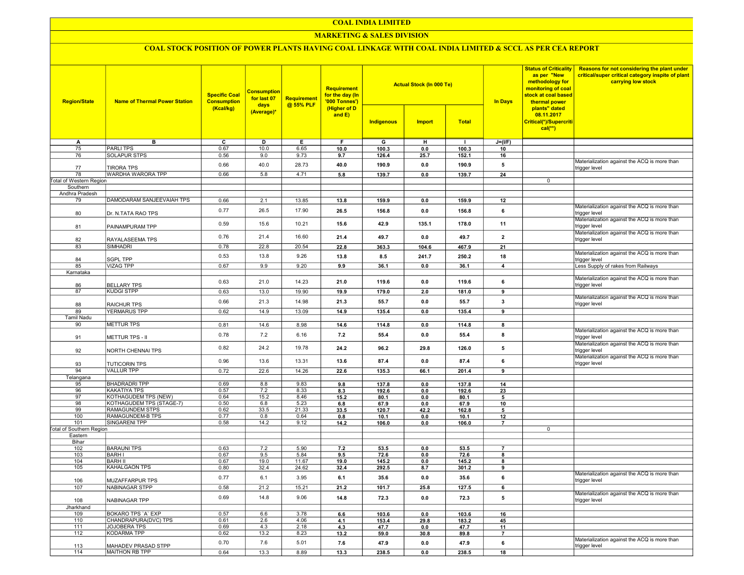# COAL INDIA LIMITED

## MARKETING & SALES DIVISION

### COAL STOCK POSITION OF POWER PLANTS HAVING COAL LINKAGE WITH COAL INDIA LIMITED & SCCL AS PER CEA REPORT

| Region/State | Name of Thermal Power Station | Specific Coal Consumption (Kcal/kg) | Consumption for last 07 days (Average)* | Requirement @ 55% PLF | Requirement for the day (In '000 Tonnes') (Higher of D and E) | Actual Stock (In 000 Te) | | | In Days | Status of Criticality as per "New methodology for monitoring of coal stock at coal based thermal power plants" dated 08.11.2017 Critical(*)/Supercritical(**) | Reasons for not considering the plant under critical/super critical category inspite of plant carrying low stock |
|---|---|---|---|---|---|---|---|---|---|---|---|
| | | | | | | Indigenous | Import | Total | | | |
| A | B | C | D | E | F | G | H | I | J=(I/F) | | |
| 75 | PARLI TPS | 0.67 | 10.0 | 6.65 | 10.0 | 100.3 | 0.0 | 100.3 | 10 | | |
| 76 | SOLAPUR STPS | 0.56 | 9.0 | 9.73 | 9.7 | 126.4 | 25.7 | 152.1 | 16 | | |
| 77 | TIRORA TPS | 0.66 | 40.0 | 28.73 | 40.0 | 190.9 | 0.0 | 190.9 | 5 | | Materialization against the ACQ is more than trigger level |
| 78 | WARDHA WARORA TPP | 0.66 | 5.8 | 4.71 | 5.8 | 139.7 | 0.0 | 139.7 | 24 | | |
| Total of Western Region | | | | | | | | | | 0 | |
| Southern | | | | | | | | | | | |
| Andhra Pradesh | | | | | | | | | | | |
| 79 | DAMODARAM SANJEEVAIAH TPS | 0.66 | 2.1 | 13.85 | 13.8 | 159.9 | 0.0 | 159.9 | 12 | | |
| 80 | Dr. N.TATA RAO TPS | 0.77 | 26.5 | 17.90 | 26.5 | 156.8 | 0.0 | 156.8 | 6 | | Materialization against the ACQ is more than trigger level |
| 81 | PAINAMPURAM TPP | 0.59 | 15.6 | 10.21 | 15.6 | 42.9 | 135.1 | 178.0 | 11 | | Materialization against the ACQ is more than trigger level |
| 82 | RAYALASEEMA TPS | 0.76 | 21.4 | 16.60 | 21.4 | 49.7 | 0.0 | 49.7 | 2 | | Materialization against the ACQ is more than trigger level |
| 83 | SIMHADRI | 0.78 | 22.8 | 20.54 | 22.8 | 363.3 | 104.6 | 467.9 | 21 | | |
| 84 | SGPL TPP | 0.53 | 13.8 | 9.26 | 13.8 | 8.5 | 241.7 | 250.2 | 18 | | Materialization against the ACQ is more than trigger level |
| 85 | VIZAG TPP | 0.67 | 9.9 | 9.20 | 9.9 | 36.1 | 0.0 | 36.1 | 4 | | Less Supply of rakes from Railways |
| Karnataka | | | | | | | | | | | |
| 86 | BELLARY TPS | 0.63 | 21.0 | 14.23 | 21.0 | 119.6 | 0.0 | 119.6 | 6 | | Materialization against the ACQ is more than trigger level |
| 87 | KUDGI STPP | 0.63 | 13.0 | 19.90 | 19.9 | 179.0 | 2.0 | 181.0 | 9 | | |
| 88 | RAICHUR TPS | 0.66 | 21.3 | 14.98 | 21.3 | 55.7 | 0.0 | 55.7 | 3 | | Materialization against the ACQ is more than trigger level |
| 89 | YERMARUS TPP | 0.62 | 14.9 | 13.09 | 14.9 | 135.4 | 0.0 | 135.4 | 9 | | |
| Tamil Nadu | | | | | | | | | | | |
| 90 | METTUR TPS | 0.81 | 14.6 | 8.98 | 14.6 | 114.8 | 0.0 | 114.8 | 8 | | |
| 91 | METTUR TPS - II | 0.78 | 7.2 | 6.16 | 7.2 | 55.4 | 0.0 | 55.4 | 8 | | Materialization against the ACQ is more than trigger level |
| 92 | NORTH CHENNAI TPS | 0.82 | 24.2 | 19.78 | 24.2 | 96.2 | 29.8 | 126.0 | 5 | | Materialization against the ACQ is more than trigger level |
| 93 | TUTICORIN TPS | 0.96 | 13.6 | 13.31 | 13.6 | 87.4 | 0.0 | 87.4 | 6 | | Materialization against the ACQ is more than trigger level |
| 94 | VALLUR TPP | 0.72 | 22.6 | 14.26 | 22.6 | 135.3 | 66.1 | 201.4 | 9 | | |
| Telangana | | | | | | | | | | | |
| 95 | BHADRADRI TPP | 0.69 | 8.8 | 9.83 | 9.8 | 137.8 | 0.0 | 137.8 | 14 | | |
| 96 | KAKATIYA TPS | 0.57 | 7.2 | 8.33 | 8.3 | 192.6 | 0.0 | 192.6 | 23 | | |
| 97 | KOTHAGUDEM TPS (NEW) | 0.64 | 15.2 | 8.46 | 15.2 | 80.1 | 0.0 | 80.1 | 5 | | |
| 98 | KOTHAGUDEM TPS (STAGE-7) | 0.50 | 6.8 | 5.23 | 6.8 | 67.9 | 0.0 | 67.9 | 10 | | |
| 99 | RAMAGUNDEM STPS | 0.62 | 33.5 | 21.33 | 33.5 | 120.7 | 42.2 | 162.8 | 5 | | |
| 100 | RAMAGUNDEM-B TPS | 0.77 | 0.8 | 0.64 | 0.8 | 10.1 | 0.0 | 10.1 | 12 | | |
| 101 | SINGARENI TPP | 0.58 | 14.2 | 9.12 | 14.2 | 106.0 | 0.0 | 106.0 | 7 | | |
| Total of Southern Region | | | | | | | | | | 0 | |
| Eastern | | | | | | | | | | | |
| Bihar | | | | | | | | | | | |
| 102 | BARAUNI TPS | 0.63 | 7.2 | 5.90 | 7.2 | 53.5 | 0.0 | 53.5 | 7 | | |
| 103 | BARH I | 0.67 | 9.5 | 5.84 | 9.5 | 72.6 | 0.0 | 72.6 | 8 | | |
| 104 | BARH II | 0.67 | 19.0 | 11.67 | 19.0 | 145.2 | 0.0 | 145.2 | 8 | | |
| 105 | KAHALGAON TPS | 0.80 | 32.4 | 24.62 | 32.4 | 292.5 | 8.7 | 301.2 | 9 | | |
| 106 | MUZAFFARPUR TPS | 0.77 | 6.1 | 3.95 | 6.1 | 35.6 | 0.0 | 35.6 | 6 | | Materialization against the ACQ is more than trigger level |
| 107 | NABINAGAR STPP | 0.58 | 21.2 | 15.21 | 21.2 | 101.7 | 25.8 | 127.5 | 6 | | |
| 108 | NABINAGAR TPP | 0.69 | 14.8 | 9.06 | 14.8 | 72.3 | 0.0 | 72.3 | 5 | | Materialization against the ACQ is more than trigger level |
| Jharkhand | | | | | | | | | | | |
| 109 | BOKARO TPS `A` EXP | 0.57 | 6.6 | 3.78 | 6.6 | 103.6 | 0.0 | 103.6 | 16 | | |
| 110 | CHANDRAPURA(DVC) TPS | 0.61 | 2.6 | 4.06 | 4.1 | 153.4 | 29.8 | 183.2 | 45 | | |
| 111 | JOJOBERA TPS | 0.69 | 4.3 | 2.18 | 4.3 | 47.7 | 0.0 | 47.7 | 11 | | |
| 112 | KODARMA TPP | 0.62 | 13.2 | 8.23 | 13.2 | 59.0 | 30.8 | 89.8 | 7 | | |
| 113 | MAHADEV PRASAD STPP | 0.70 | 7.6 | 5.01 | 7.6 | 47.9 | 0.0 | 47.9 | 6 | | Materialization against the ACQ is more than trigger level |
| 114 | MAITHON RB TPP | 0.64 | 13.3 | 8.89 | 13.3 | 238.5 | 0.0 | 238.5 | 18 | | |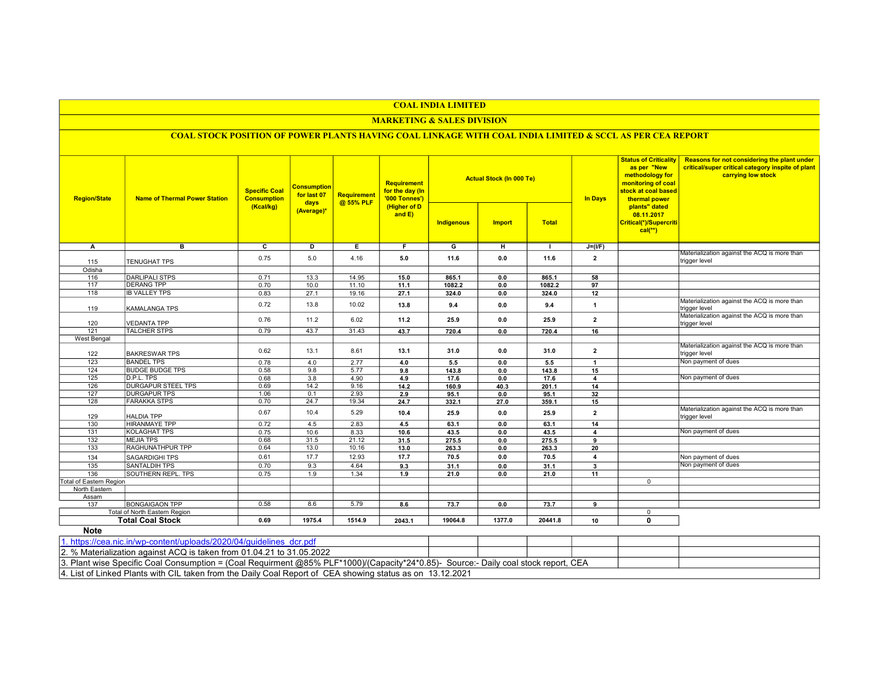# COAL INDIA LIMITED

## MARKETING & SALES DIVISION

### COAL STOCK POSITION OF POWER PLANTS HAVING COAL LINKAGE WITH COAL INDIA LIMITED & SCCL AS PER CEA REPORT

| Region/State | Name of Thermal Power Station | Specific Coal Consumption (Kcal/kg) | Consumption for last 07 days (Average)* | Requirement @ 55% PLF | Requirement for the day (In '000 Tonnes') (Higher of D and E) | Actual Stock (In 000 Te) | | | In Days | Status of Criticality as per "New methodology for monitoring of coal stock at coal based thermal power plants" dated 08.11.2017 Critical(*)/Supercritical(**) | Reasons for not considering the plant under critical/super critical category inspite of plant carrying low stock |
|---|---|---|---|---|---|---|---|---|---|---|---|
| | | | | | | Indigenous | Import | Total | | | |
| A | B | C | D | E | F | G | H | I | J=(I/F) | | |
| 115 | TENUGHAT TPS | 0.75 | 5.0 | 4.16 | 5.0 | 11.6 | 0.0 | 11.6 | 2 | | Materialization against the ACQ is more than trigger level |
| Odisha | | | | | | | | | | | |
| 116 | DARLIPALI STPS | 0.71 | 13.3 | 14.95 | 15.0 | 865.1 | 0.0 | 865.1 | 58 | | |
| 117 | DERANG TPP | 0.70 | 10.0 | 11.10 | 11.1 | 1082.2 | 0.0 | 1082.2 | 97 | | |
| 118 | IB VALLEY TPS | 0.83 | 27.1 | 19.16 | 27.1 | 324.0 | 0.0 | 324.0 | 12 | | |
| 119 | KAMALANGA TPS | 0.72 | 13.8 | 10.02 | 13.8 | 9.4 | 0.0 | 9.4 | 1 | | Materialization against the ACQ is more than trigger level |
| 120 | VEDANTA TPP | 0.76 | 11.2 | 6.02 | 11.2 | 25.9 | 0.0 | 25.9 | 2 | | Materialization against the ACQ is more than trigger level |
| 121 | TALCHER STPS | 0.79 | 43.7 | 31.43 | 43.7 | 720.4 | 0.0 | 720.4 | 16 | | |
| West Bengal | | | | | | | | | | | |
| 122 | BAKRESWAR TPS | 0.62 | 13.1 | 8.61 | 13.1 | 31.0 | 0.0 | 31.0 | 2 | | Materialization against the ACQ is more than trigger level |
| 123 | BANDEL TPS | 0.78 | 4.0 | 2.77 | 4.0 | 5.5 | 0.0 | 5.5 | 1 | | Non payment of dues |
| 124 | BUDGE BUDGE TPS | 0.58 | 9.8 | 5.77 | 9.8 | 143.8 | 0.0 | 143.8 | 15 | | |
| 125 | D.P.L. TPS | 0.68 | 3.8 | 4.90 | 4.9 | 17.6 | 0.0 | 17.6 | 4 | | Non payment of dues |
| 126 | DURGAPUR STEEL TPS | 0.69 | 14.2 | 9.16 | 14.2 | 160.9 | 40.3 | 201.1 | 14 | | |
| 127 | DURGAPUR TPS | 1.06 | 0.1 | 2.93 | 2.9 | 95.1 | 0.0 | 95.1 | 32 | | |
| 128 | FARAKKA STPS | 0.70 | 24.7 | 19.34 | 24.7 | 332.1 | 27.0 | 359.1 | 15 | | |
| 129 | HALDIA TPP | 0.67 | 10.4 | 5.29 | 10.4 | 25.9 | 0.0 | 25.9 | 2 | | Materialization against the ACQ is more than trigger level |
| 130 | HIRANMAYE TPP | 0.72 | 4.5 | 2.83 | 4.5 | 63.1 | 0.0 | 63.1 | 14 | | |
| 131 | KOLAGHAT TPS | 0.75 | 10.6 | 8.33 | 10.6 | 43.5 | 0.0 | 43.5 | 4 | | Non payment of dues |
| 132 | MEJIA TPS | 0.68 | 31.5 | 21.12 | 31.5 | 275.5 | 0.0 | 275.5 | 9 | | |
| 133 | RAGHUNATHPUR TPP | 0.64 | 13.0 | 10.16 | 13.0 | 263.3 | 0.0 | 263.3 | 20 | | |
| 134 | SAGARDIGHI TPS | 0.61 | 17.7 | 12.93 | 17.7 | 70.5 | 0.0 | 70.5 | 4 | | Non payment of dues |
| 135 | SANTALDIH TPS | 0.70 | 9.3 | 4.64 | 9.3 | 31.1 | 0.0 | 31.1 | 3 | | Non payment of dues |
| 136 | SOUTHERN REPL. TPS | 0.75 | 1.9 | 1.34 | 1.9 | 21.0 | 0.0 | 21.0 | 11 | | |
| Total of Eastern Region | | | | | | | | | | 0 | |
| North Eastern | | | | | | | | | | | |
| Assam | | | | | | | | | | | |
| 137 | BONGAIGAON TPP | 0.58 | 8.6 | 5.79 | 8.6 | 73.7 | 0.0 | 73.7 | 9 | | |
| Total of North Eastern Region | | | | | | | | | | 0 | |
| **Total Coal Stock** | | 0.69 | 1975.4 | 1514.9 | 2043.1 | 19064.8 | 1377.0 | 20441.8 | 10 | **0** | |

**Note**

1. https://cea.nic.in/wp-content/uploads/2020/04/guidelines_dcr.pdf
2. % Materialization against ACQ is taken from 01.04.21 to 31.05.2022
3. Plant wise Specific Coal Consumption = (Coal Requirment @85% PLF*1000)/(Capacity*24*0.85)- Source:- Daily coal stock report, CEA
4. List of Linked Plants with CIL taken from the Daily Coal Report of CEA showing status as on 13.12.2021